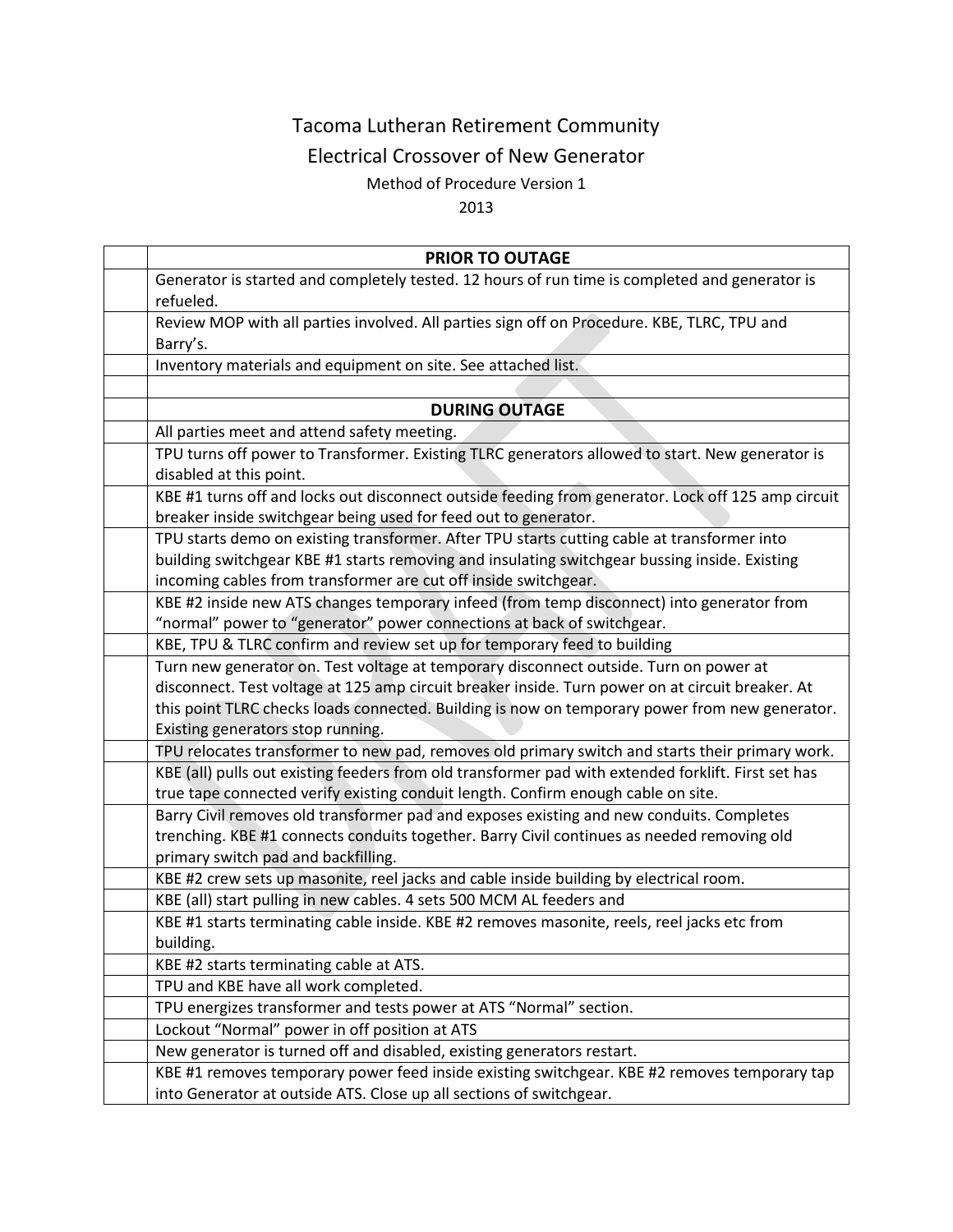# Tacoma Lutheran Retirement Community

## Electrical Crossover of New Generator

Method of Procedure Version 1

2013

| | **PRIOR TO OUTAGE** |
|---|---|
| | Generator is started and completely tested. 12 hours of run time is completed and generator is refueled. |
| | Review MOP with all parties involved. All parties sign off on Procedure. KBE, TLRC, TPU and Barry's. |
| | Inventory materials and equipment on site. See attached list. |
| | |
| | **DURING OUTAGE** |
| | All parties meet and attend safety meeting. |
| | TPU turns off power to Transformer. Existing TLRC generators allowed to start. New generator is disabled at this point. |
| | KBE #1 turns off and locks out disconnect outside feeding from generator. Lock off 125 amp circuit breaker inside switchgear being used for feed out to generator. |
| | TPU starts demo on existing transformer. After TPU starts cutting cable at transformer into building switchgear KBE #1 starts removing and insulating switchgear bussing inside. Existing incoming cables from transformer are cut off inside switchgear. |
| | KBE #2 inside new ATS changes temporary infeed (from temp disconnect) into generator from "normal" power to "generator" power connections at back of switchgear. |
| | KBE, TPU & TLRC confirm and review set up for temporary feed to building |
| | Turn new generator on. Test voltage at temporary disconnect outside. Turn on power at disconnect. Test voltage at 125 amp circuit breaker inside. Turn power on at circuit breaker. At this point TLRC checks loads connected. Building is now on temporary power from new generator. Existing generators stop running. |
| | TPU relocates transformer to new pad, removes old primary switch and starts their primary work. |
| | KBE (all) pulls out existing feeders from old transformer pad with extended forklift. First set has true tape connected verify existing conduit length. Confirm enough cable on site. |
| | Barry Civil removes old transformer pad and exposes existing and new conduits. Completes trenching. KBE #1 connects conduits together. Barry Civil continues as needed removing old primary switch pad and backfilling. |
| | KBE #2 crew sets up masonite, reel jacks and cable inside building by electrical room. |
| | KBE (all) start pulling in new cables. 4 sets 500 MCM AL feeders and |
| | KBE #1 starts terminating cable inside. KBE #2 removes masonite, reels, reel jacks etc from building. |
| | KBE #2 starts terminating cable at ATS. |
| | TPU and KBE have all work completed. |
| | TPU energizes transformer and tests power at ATS "Normal" section. |
| | Lockout "Normal" power in off position at ATS |
| | New generator is turned off and disabled, existing generators restart. |
| | KBE #1 removes temporary power feed inside existing switchgear. KBE #2 removes temporary tap into Generator at outside ATS. Close up all sections of switchgear. |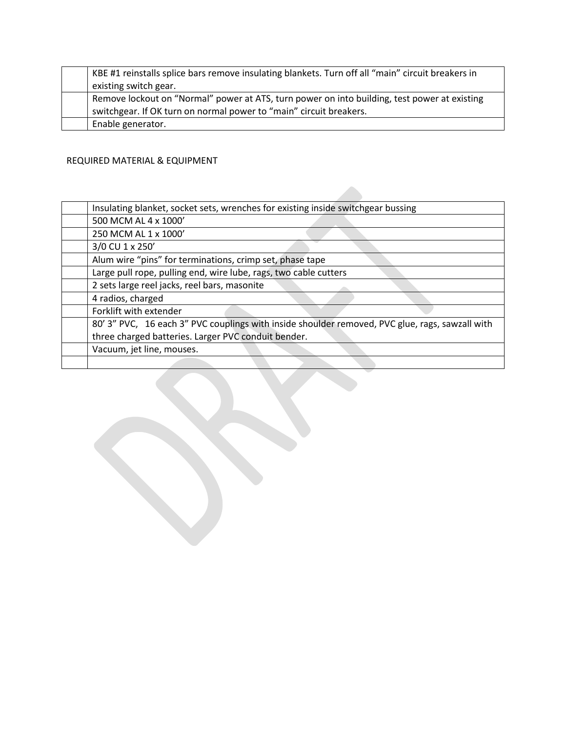| | |
|---|---|
| | KBE #1 reinstalls splice bars remove insulating blankets. Turn off all “main” circuit breakers in existing switch gear. |
| | Remove lockout on “Normal” power at ATS, turn power on into building, test power at existing switchgear. If OK turn on normal power to “main” circuit breakers. |
| | Enable generator. |

REQUIRED MATERIAL & EQUIPMENT

| | |
|---|---|
| | Insulating blanket, socket sets, wrenches for existing inside switchgear bussing |
| | 500 MCM AL 4 x 1000’ |
| | 250 MCM AL 1 x 1000’ |
| | 3/0 CU 1 x 250’ |
| | Alum wire “pins” for terminations, crimp set, phase tape |
| | Large pull rope, pulling end, wire lube, rags, two cable cutters |
| | 2 sets large reel jacks, reel bars, masonite |
| | 4 radios, charged |
| | Forklift with extender |
| | 80’ 3” PVC, 16 each 3” PVC couplings with inside shoulder removed, PVC glue, rags, sawzall with three charged batteries. Larger PVC conduit bender. |
| | Vacuum, jet line, mouses. |
| | |